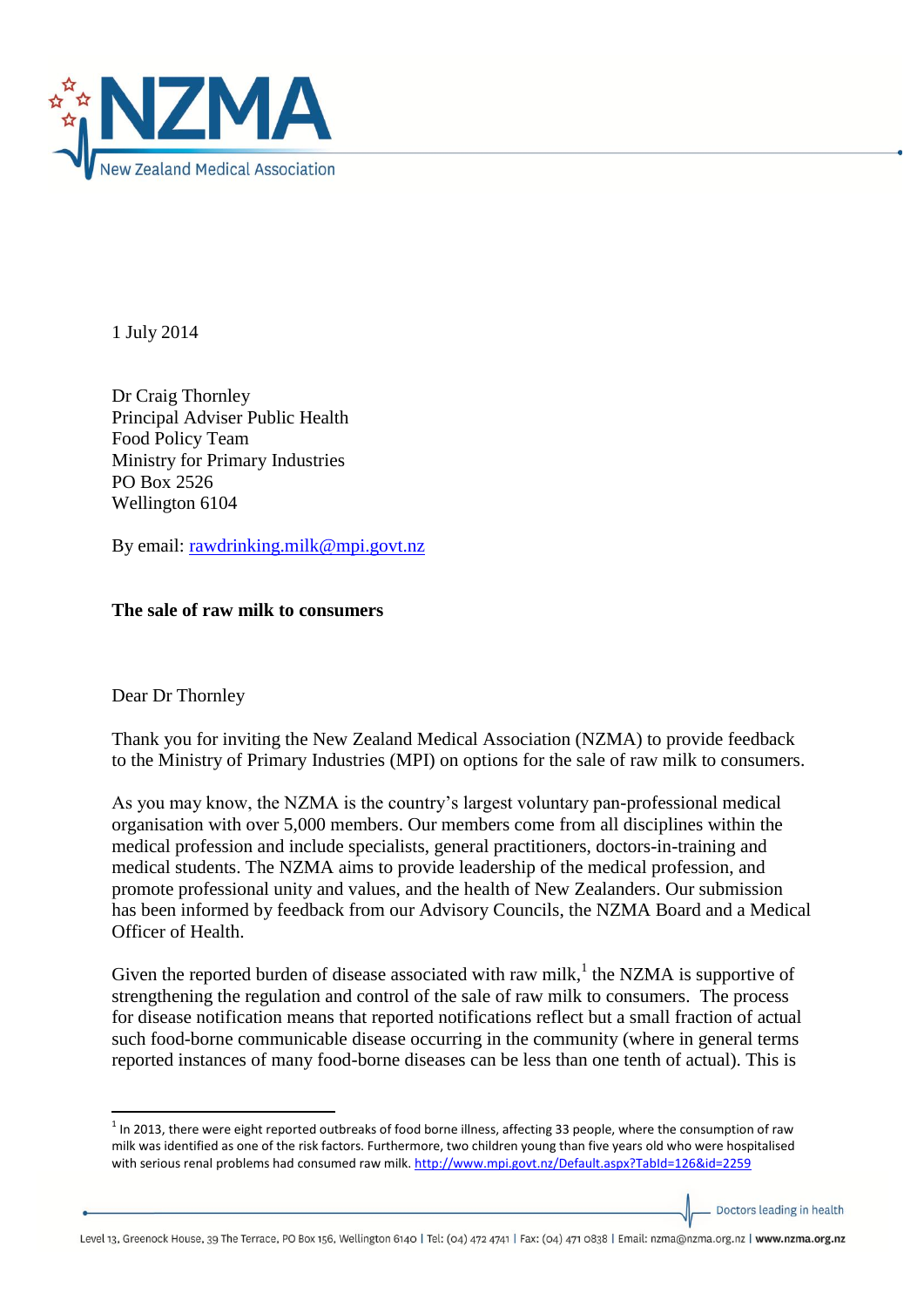1 July 2014

Dr Craig Thornley
Principal Adviser Public Health
Food Policy Team
Ministry for Primary Industries
PO Box 2526
Wellington 6104

By email: rawdrinking.milk@mpi.govt.nz

**The sale of raw milk to consumers**

Dear Dr Thornley

Thank you for inviting the New Zealand Medical Association (NZMA) to provide feedback to the Ministry of Primary Industries (MPI) on options for the sale of raw milk to consumers.

As you may know, the NZMA is the country's largest voluntary pan-professional medical organisation with over 5,000 members. Our members come from all disciplines within the medical profession and include specialists, general practitioners, doctors-in-training and medical students. The NZMA aims to provide leadership of the medical profession, and promote professional unity and values, and the health of New Zealanders. Our submission has been informed by feedback from our Advisory Councils, the NZMA Board and a Medical Officer of Health.

Given the reported burden of disease associated with raw milk,[1] the NZMA is supportive of strengthening the regulation and control of the sale of raw milk to consumers. The process for disease notification means that reported notifications reflect but a small fraction of actual such food-borne communicable disease occurring in the community (where in general terms reported instances of many food-borne diseases can be less than one tenth of actual). This is

[1] In 2013, there were eight reported outbreaks of food borne illness, affecting 33 people, where the consumption of raw milk was identified as one of the risk factors. Furthermore, two children young than five years old who were hospitalised with serious renal problems had consumed raw milk. http://www.mpi.govt.nz/Default.aspx?TabId=126&id=2259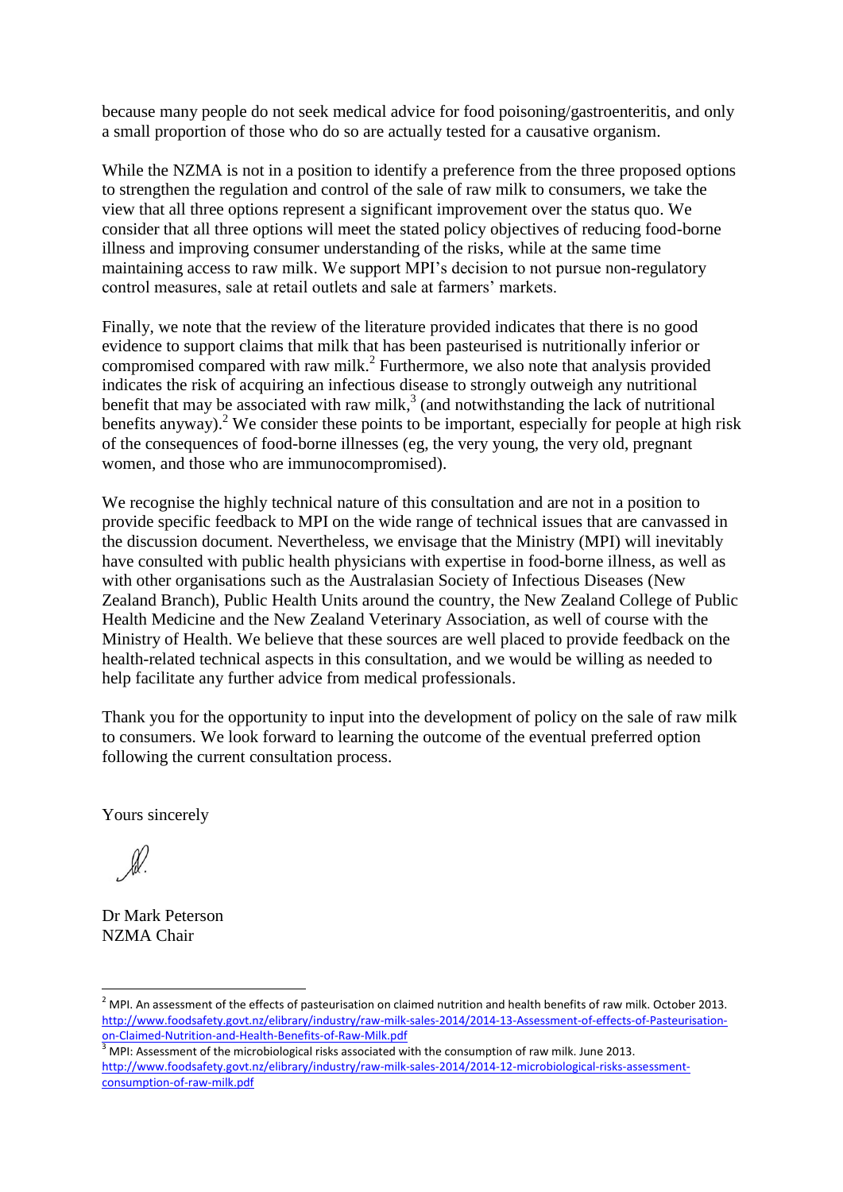because many people do not seek medical advice for food poisoning/gastroenteritis, and only a small proportion of those who do so are actually tested for a causative organism.

While the NZMA is not in a position to identify a preference from the three proposed options to strengthen the regulation and control of the sale of raw milk to consumers, we take the view that all three options represent a significant improvement over the status quo. We consider that all three options will meet the stated policy objectives of reducing food-borne illness and improving consumer understanding of the risks, while at the same time maintaining access to raw milk. We support MPI's decision to not pursue non-regulatory control measures, sale at retail outlets and sale at farmers' markets.

Finally, we note that the review of the literature provided indicates that there is no good evidence to support claims that milk that has been pasteurised is nutritionally inferior or compromised compared with raw milk.[2] Furthermore, we also note that analysis provided indicates the risk of acquiring an infectious disease to strongly outweigh any nutritional benefit that may be associated with raw milk,[3] (and notwithstanding the lack of nutritional benefits anyway).[2] We consider these points to be important, especially for people at high risk of the consequences of food-borne illnesses (eg, the very young, the very old, pregnant women, and those who are immunocompromised).

We recognise the highly technical nature of this consultation and are not in a position to provide specific feedback to MPI on the wide range of technical issues that are canvassed in the discussion document. Nevertheless, we envisage that the Ministry (MPI) will inevitably have consulted with public health physicians with expertise in food-borne illness, as well as with other organisations such as the Australasian Society of Infectious Diseases (New Zealand Branch), Public Health Units around the country, the New Zealand College of Public Health Medicine and the New Zealand Veterinary Association, as well of course with the Ministry of Health. We believe that these sources are well placed to provide feedback on the health-related technical aspects in this consultation, and we would be willing as needed to help facilitate any further advice from medical professionals.

Thank you for the opportunity to input into the development of policy on the sale of raw milk to consumers. We look forward to learning the outcome of the eventual preferred option following the current consultation process.

Yours sincerely

Dr Mark Peterson
NZMA Chair

---

[2] MPI. An assessment of the effects of pasteurisation on claimed nutrition and health benefits of raw milk. October 2013. http://www.foodsafety.govt.nz/elibrary/industry/raw-milk-sales-2014/2014-13-Assessment-of-effects-of-Pasteurisation-on-Claimed-Nutrition-and-Health-Benefits-of-Raw-Milk.pdf

[3] MPI: Assessment of the microbiological risks associated with the consumption of raw milk. June 2013. http://www.foodsafety.govt.nz/elibrary/industry/raw-milk-sales-2014/2014-12-microbiological-risks-assessment-consumption-of-raw-milk.pdf